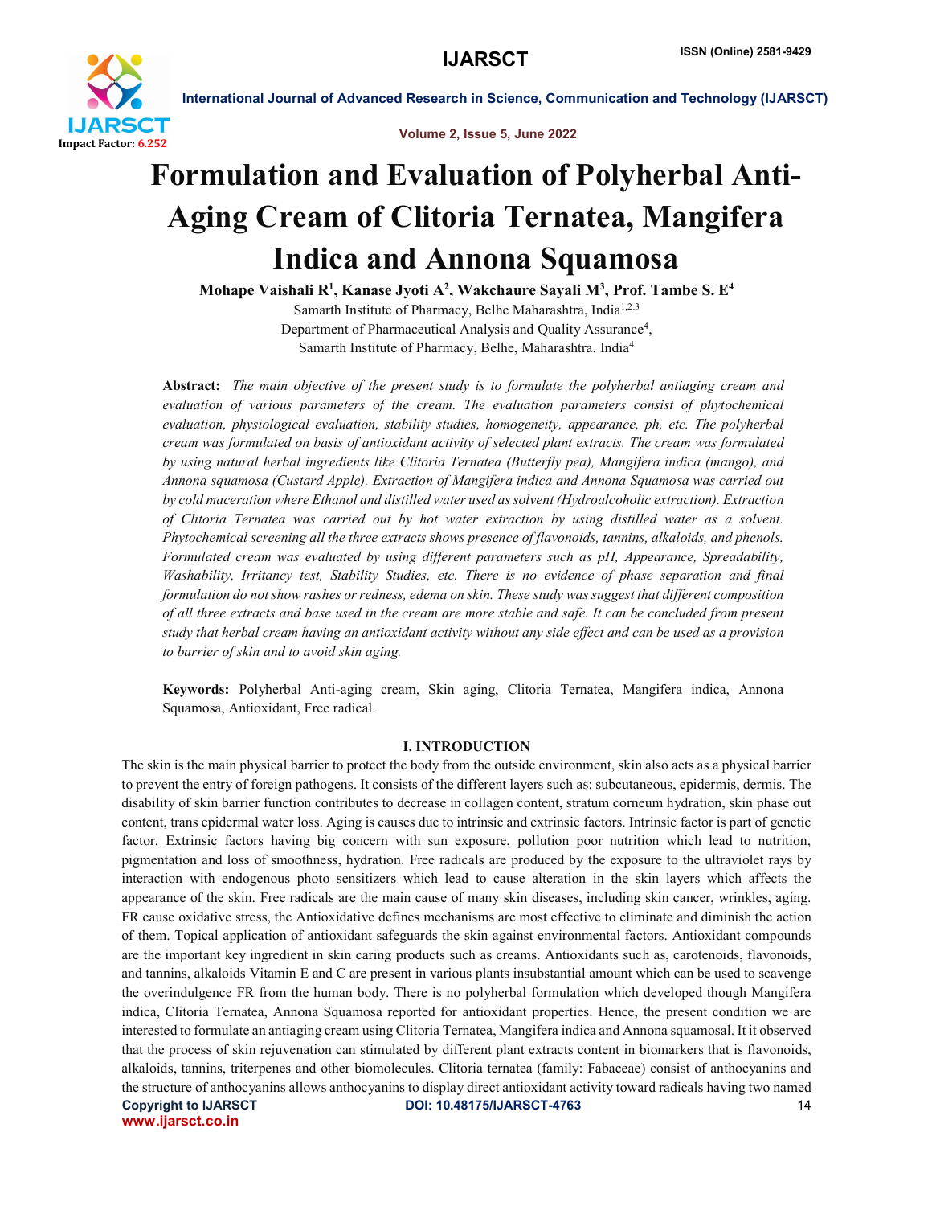# Formulation and Evaluation of Polyherbal Anti-Aging Cream of Clitoria Ternatea, Mangifera Indica and Annona Squamosa

**Mohape Vaishali R[1], Kanase Jyoti A[2], Wakchaure Sayali M[3], Prof. Tambe S. E[4]**

Samarth Institute of Pharmacy, Belhe Maharashtra, India[1,2,3]

Department of Pharmaceutical Analysis and Quality Assurance[4],

Samarth Institute of Pharmacy, Belhe, Maharashtra. India[4]

**Abstract:** *The main objective of the present study is to formulate the polyherbal antiaging cream and evaluation of various parameters of the cream. The evaluation parameters consist of phytochemical evaluation, physiological evaluation, stability studies, homogeneity, appearance, ph, etc. The polyherbal cream was formulated on basis of antioxidant activity of selected plant extracts. The cream was formulated by using natural herbal ingredients like Clitoria Ternatea (Butterfly pea), Mangifera indica (mango), and Annona squamosa (Custard Apple). Extraction of Mangifera indica and Annona Squamosa was carried out by cold maceration where Ethanol and distilled water used as solvent (Hydroalcoholic extraction). Extraction of Clitoria Ternatea was carried out by hot water extraction by using distilled water as a solvent. Phytochemical screening all the three extracts shows presence of flavonoids, tannins, alkaloids, and phenols. Formulated cream was evaluated by using different parameters such as pH, Appearance, Spreadability, Washability, Irritancy test, Stability Studies, etc. There is no evidence of phase separation and final formulation do not show rashes or redness, edema on skin. These study was suggest that different composition of all three extracts and base used in the cream are more stable and safe. It can be concluded from present study that herbal cream having an antioxidant activity without any side effect and can be used as a provision to barrier of skin and to avoid skin aging.*

**Keywords:** Polyherbal Anti-aging cream, Skin aging, Clitoria Ternatea, Mangifera indica, Annona Squamosa, Antioxidant, Free radical.

## I. INTRODUCTION

The skin is the main physical barrier to protect the body from the outside environment, skin also acts as a physical barrier to prevent the entry of foreign pathogens. It consists of the different layers such as: subcutaneous, epidermis, dermis. The disability of skin barrier function contributes to decrease in collagen content, stratum corneum hydration, skin phase out content, trans epidermal water loss. Aging is causes due to intrinsic and extrinsic factors. Intrinsic factor is part of genetic factor. Extrinsic factors having big concern with sun exposure, pollution poor nutrition which lead to nutrition, pigmentation and loss of smoothness, hydration. Free radicals are produced by the exposure to the ultraviolet rays by interaction with endogenous photo sensitizers which lead to cause alteration in the skin layers which affects the appearance of the skin. Free radicals are the main cause of many skin diseases, including skin cancer, wrinkles, aging. FR cause oxidative stress, the Antioxidative defines mechanisms are most effective to eliminate and diminish the action of them. Topical application of antioxidant safeguards the skin against environmental factors. Antioxidant compounds are the important key ingredient in skin caring products such as creams. Antioxidants such as, carotenoids, flavonoids, and tannins, alkaloids Vitamin E and C are present in various plants insubstantial amount which can be used to scavenge the overindulgence FR from the human body. There is no polyherbal formulation which developed though Mangifera indica, Clitoria Ternatea, Annona Squamosa reported for antioxidant properties. Hence, the present condition we are interested to formulate an antiaging cream using Clitoria Ternatea, Mangifera indica and Annona squamosal. It it observed that the process of skin rejuvenation can stimulated by different plant extracts content in biomarkers that is flavonoids, alkaloids, tannins, triterpenes and other biomolecules. Clitoria ternatea (family: Fabaceae) consist of anthocyanins and the structure of anthocyanins allows anthocyanins to display direct antioxidant activity toward radicals having two named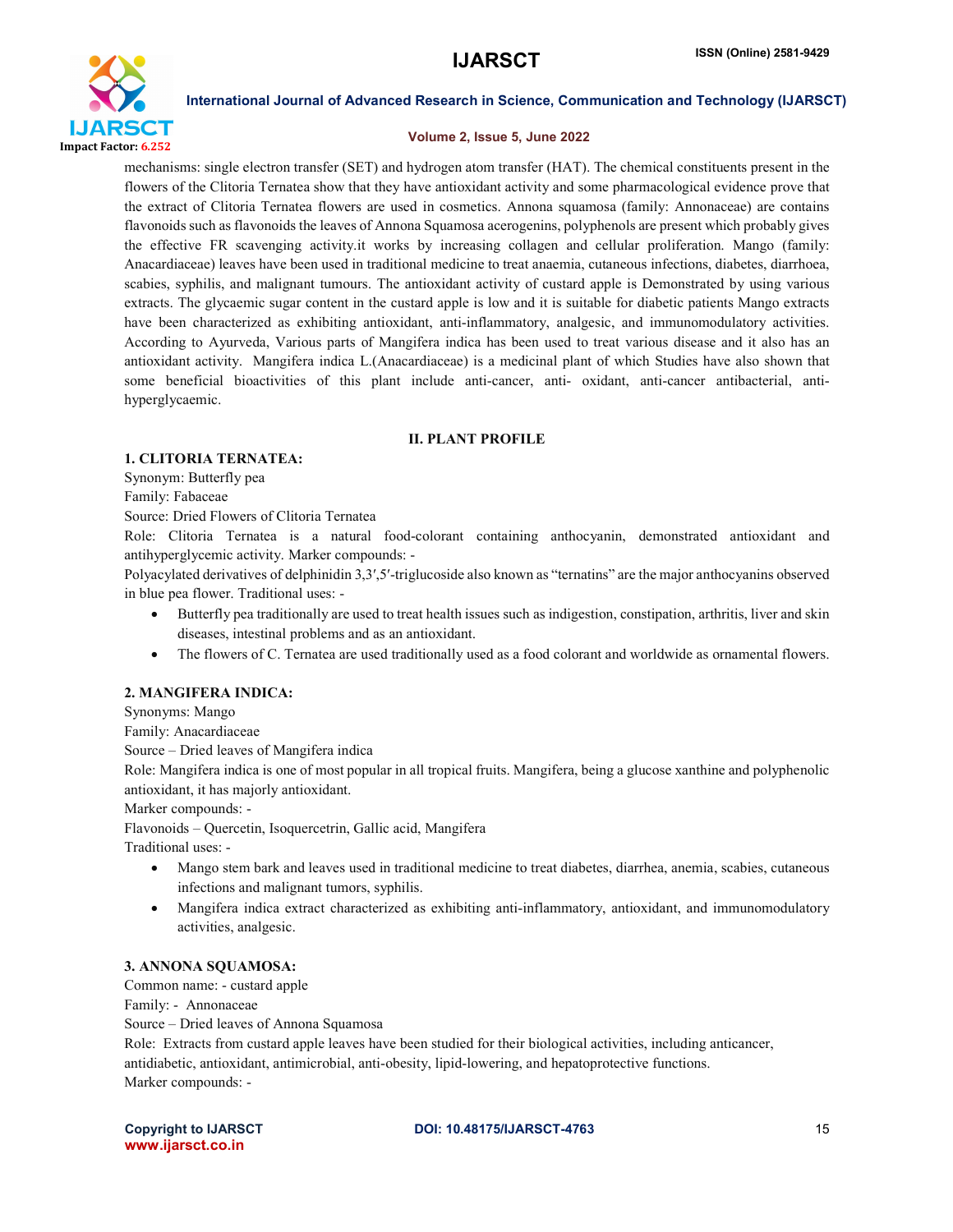mechanisms: single electron transfer (SET) and hydrogen atom transfer (HAT). The chemical constituents present in the flowers of the Clitoria Ternatea show that they have antioxidant activity and some pharmacological evidence prove that the extract of Clitoria Ternatea flowers are used in cosmetics. Annona squamosa (family: Annonaceae) are contains flavonoids such as flavonoids the leaves of Annona Squamosa acerogenins, polyphenols are present which probably gives the effective FR scavenging activity.it works by increasing collagen and cellular proliferation. Mango (family: Anacardiaceae) leaves have been used in traditional medicine to treat anaemia, cutaneous infections, diabetes, diarrhoea, scabies, syphilis, and malignant tumours. The antioxidant activity of custard apple is Demonstrated by using various extracts. The glycaemic sugar content in the custard apple is low and it is suitable for diabetic patients Mango extracts have been characterized as exhibiting antioxidant, anti-inflammatory, analgesic, and immunomodulatory activities. According to Ayurveda, Various parts of Mangifera indica has been used to treat various disease and it also has an antioxidant activity. Mangifera indica L.(Anacardiaceae) is a medicinal plant of which Studies have also shown that some beneficial bioactivities of this plant include anti-cancer, anti- oxidant, anti-cancer antibacterial, anti-hyperglycaemic.

## II. PLANT PROFILE

### 1. CLITORIA TERNATEA:

Synonym: Butterfly pea

Family: Fabaceae

Source: Dried Flowers of Clitoria Ternatea

Role: Clitoria Ternatea is a natural food-colorant containing anthocyanin, demonstrated antioxidant and antihyperglycemic activity. Marker compounds: -

Polyacylated derivatives of delphinidin 3,3′,5′-triglucoside also known as "ternatins" are the major anthocyanins observed in blue pea flower. Traditional uses: -

- Butterfly pea traditionally are used to treat health issues such as indigestion, constipation, arthritis, liver and skin diseases, intestinal problems and as an antioxidant.
- The flowers of C. Ternatea are used traditionally used as a food colorant and worldwide as ornamental flowers.

### 2. MANGIFERA INDICA:

Synonyms: Mango

Family: Anacardiaceae

Source – Dried leaves of Mangifera indica

Role: Mangifera indica is one of most popular in all tropical fruits. Mangifera, being a glucose xanthine and polyphenolic antioxidant, it has majorly antioxidant.

Marker compounds: -

Flavonoids – Quercetin, Isoquercetrin, Gallic acid, Mangifera

Traditional uses: -

- Mango stem bark and leaves used in traditional medicine to treat diabetes, diarrhea, anemia, scabies, cutaneous infections and malignant tumors, syphilis.
- Mangifera indica extract characterized as exhibiting anti-inflammatory, antioxidant, and immunomodulatory activities, analgesic.

### 3. ANNONA SQUAMOSA:

Common name: - custard apple

Family: - Annonaceae

Source – Dried leaves of Annona Squamosa

Role: Extracts from custard apple leaves have been studied for their biological activities, including anticancer, antidiabetic, antioxidant, antimicrobial, anti-obesity, lipid-lowering, and hepatoprotective functions.

Marker compounds: -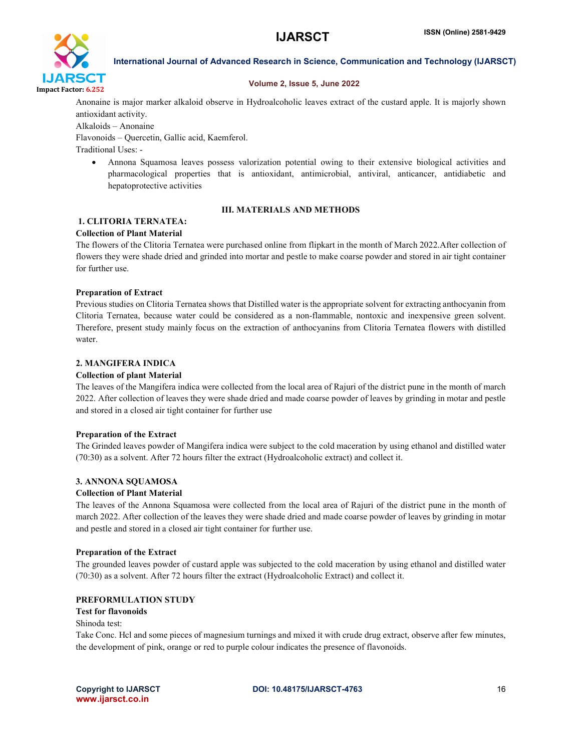Anonaine is major marker alkaloid observe in Hydroalcoholic leaves extract of the custard apple. It is majorly shown antioxidant activity.

Alkaloids – Anonaine

Flavonoids – Quercetin, Gallic acid, Kaemferol.

Traditional Uses: -

- Annona Squamosa leaves possess valorization potential owing to their extensive biological activities and pharmacological properties that is antioxidant, antimicrobial, antiviral, anticancer, antidiabetic and hepatoprotective activities

## III. MATERIALS AND METHODS

### 1. CLITORIA TERNATEA:

**Collection of Plant Material**

The flowers of the Clitoria Ternatea were purchased online from flipkart in the month of March 2022.After collection of flowers they were shade dried and grinded into mortar and pestle to make coarse powder and stored in air tight container for further use.

**Preparation of Extract**

Previous studies on Clitoria Ternatea shows that Distilled water is the appropriate solvent for extracting anthocyanin from Clitoria Ternatea, because water could be considered as a non-flammable, nontoxic and inexpensive green solvent. Therefore, present study mainly focus on the extraction of anthocyanins from Clitoria Ternatea flowers with distilled water.

### 2. MANGIFERA INDICA

**Collection of plant Material**

The leaves of the Mangifera indica were collected from the local area of Rajuri of the district pune in the month of march 2022. After collection of leaves they were shade dried and made coarse powder of leaves by grinding in motar and pestle and stored in a closed air tight container for further use

**Preparation of the Extract**

The Grinded leaves powder of Mangifera indica were subject to the cold maceration by using ethanol and distilled water (70:30) as a solvent. After 72 hours filter the extract (Hydroalcoholic extract) and collect it.

### 3. ANNONA SQUAMOSA

**Collection of Plant Material**

The leaves of the Annona Squamosa were collected from the local area of Rajuri of the district pune in the month of march 2022. After collection of the leaves they were shade dried and made coarse powder of leaves by grinding in motar and pestle and stored in a closed air tight container for further use.

**Preparation of the Extract**

The grounded leaves powder of custard apple was subjected to the cold maceration by using ethanol and distilled water (70:30) as a solvent. After 72 hours filter the extract (Hydroalcoholic Extract) and collect it.

### PREFORMULATION STUDY

**Test for flavonoids**

Shinoda test:

Take Conc. Hcl and some pieces of magnesium turnings and mixed it with crude drug extract, observe after few minutes, the development of pink, orange or red to purple colour indicates the presence of flavonoids.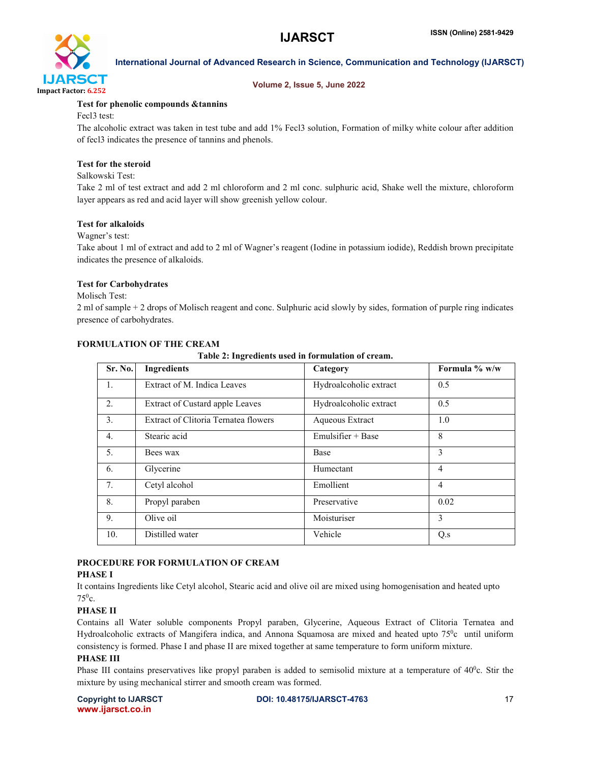**Test for phenolic compounds &tannins**

Fecl3 test:

The alcoholic extract was taken in test tube and add 1% Fecl3 solution, Formation of milky white colour after addition of fecl3 indicates the presence of tannins and phenols.

**Test for the steroid**

Salkowski Test:

Take 2 ml of test extract and add 2 ml chloroform and 2 ml conc. sulphuric acid, Shake well the mixture, chloroform layer appears as red and acid layer will show greenish yellow colour.

**Test for alkaloids**

Wagner's test:

Take about 1 ml of extract and add to 2 ml of Wagner's reagent (Iodine in potassium iodide), Reddish brown precipitate indicates the presence of alkaloids.

**Test for Carbohydrates**

Molisch Test:

2 ml of sample + 2 drops of Molisch reagent and conc. Sulphuric acid slowly by sides, formation of purple ring indicates presence of carbohydrates.

## FORMULATION OF THE CREAM

**Table 2: Ingredients used in formulation of cream.**

| Sr. No. | Ingredients | Category | Formula % w/w |
|---|---|---|---|
| 1. | Extract of M. Indica Leaves | Hydroalcoholic extract | 0.5 |
| 2. | Extract of Custard apple Leaves | Hydroalcoholic extract | 0.5 |
| 3. | Extract of Clitoria Ternatea flowers | Aqueous Extract | 1.0 |
| 4. | Stearic acid | Emulsifier + Base | 8 |
| 5. | Bees wax | Base | 3 |
| 6. | Glycerine | Humectant | 4 |
| 7. | Cetyl alcohol | Emollient | 4 |
| 8. | Propyl paraben | Preservative | 0.02 |
| 9. | Olive oil | Moisturiser | 3 |
| 10. | Distilled water | Vehicle | Q.s |

## PROCEDURE FOR FORMULATION OF CREAM

### PHASE I

It contains Ingredients like Cetyl alcohol, Stearic acid and olive oil are mixed using homogenisation and heated upto $75^0$c.

### PHASE II

Contains all Water soluble components Propyl paraben, Glycerine, Aqueous Extract of Clitoria Ternatea and Hydroalcoholic extracts of Mangifera indica, and Annona Squamosa are mixed and heated upto $75^0$c until uniform consistency is formed. Phase I and phase II are mixed together at same temperature to form uniform mixture.

### PHASE III

Phase III contains preservatives like propyl paraben is added to semisolid mixture at a temperature of $40^0$c. Stir the mixture by using mechanical stirrer and smooth cream was formed.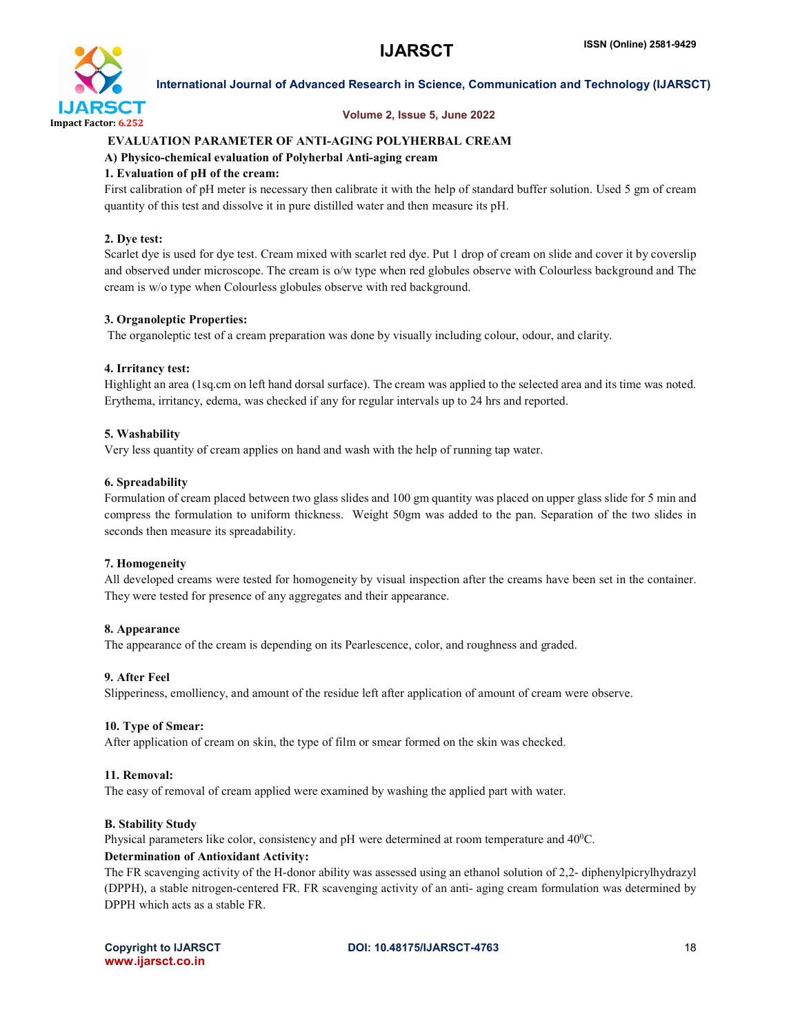## EVALUATION PARAMETER OF ANTI-AGING POLYHERBAL CREAM

### A) Physico-chemical evaluation of Polyherbal Anti-aging cream

**1. Evaluation of pH of the cream:**

First calibration of pH meter is necessary then calibrate it with the help of standard buffer solution. Used 5 gm of cream quantity of this test and dissolve it in pure distilled water and then measure its pH.

**2. Dye test:**

Scarlet dye is used for dye test. Cream mixed with scarlet red dye. Put 1 drop of cream on slide and cover it by coverslip and observed under microscope. The cream is o/w type when red globules observe with Colourless background and The cream is w/o type when Colourless globules observe with red background.

**3. Organoleptic Properties:**

The organoleptic test of a cream preparation was done by visually including colour, odour, and clarity.

**4. Irritancy test:**

Highlight an area (1sq.cm on left hand dorsal surface). The cream was applied to the selected area and its time was noted. Erythema, irritancy, edema, was checked if any for regular intervals up to 24 hrs and reported.

**5. Washability**

Very less quantity of cream applies on hand and wash with the help of running tap water.

**6. Spreadability**

Formulation of cream placed between two glass slides and 100 gm quantity was placed on upper glass slide for 5 min and compress the formulation to uniform thickness. Weight 50gm was added to the pan. Separation of the two slides in seconds then measure its spreadability.

**7. Homogeneity**

All developed creams were tested for homogeneity by visual inspection after the creams have been set in the container. They were tested for presence of any aggregates and their appearance.

**8. Appearance**

The appearance of the cream is depending on its Pearlescence, color, and roughness and graded.

**9. After Feel**

Slipperiness, emolliency, and amount of the residue left after application of amount of cream were observe.

**10. Type of Smear:**

After application of cream on skin, the type of film or smear formed on the skin was checked.

**11. Removal:**

The easy of removal of cream applied were examined by washing the applied part with water.

### B. Stability Study

Physical parameters like color, consistency and pH were determined at room temperature and $40^0$C.

**Determination of Antioxidant Activity:**

The FR scavenging activity of the H-donor ability was assessed using an ethanol solution of 2,2- diphenylpicrylhydrazyl (DPPH), a stable nitrogen-centered FR. FR scavenging activity of an anti- aging cream formulation was determined by DPPH which acts as a stable FR.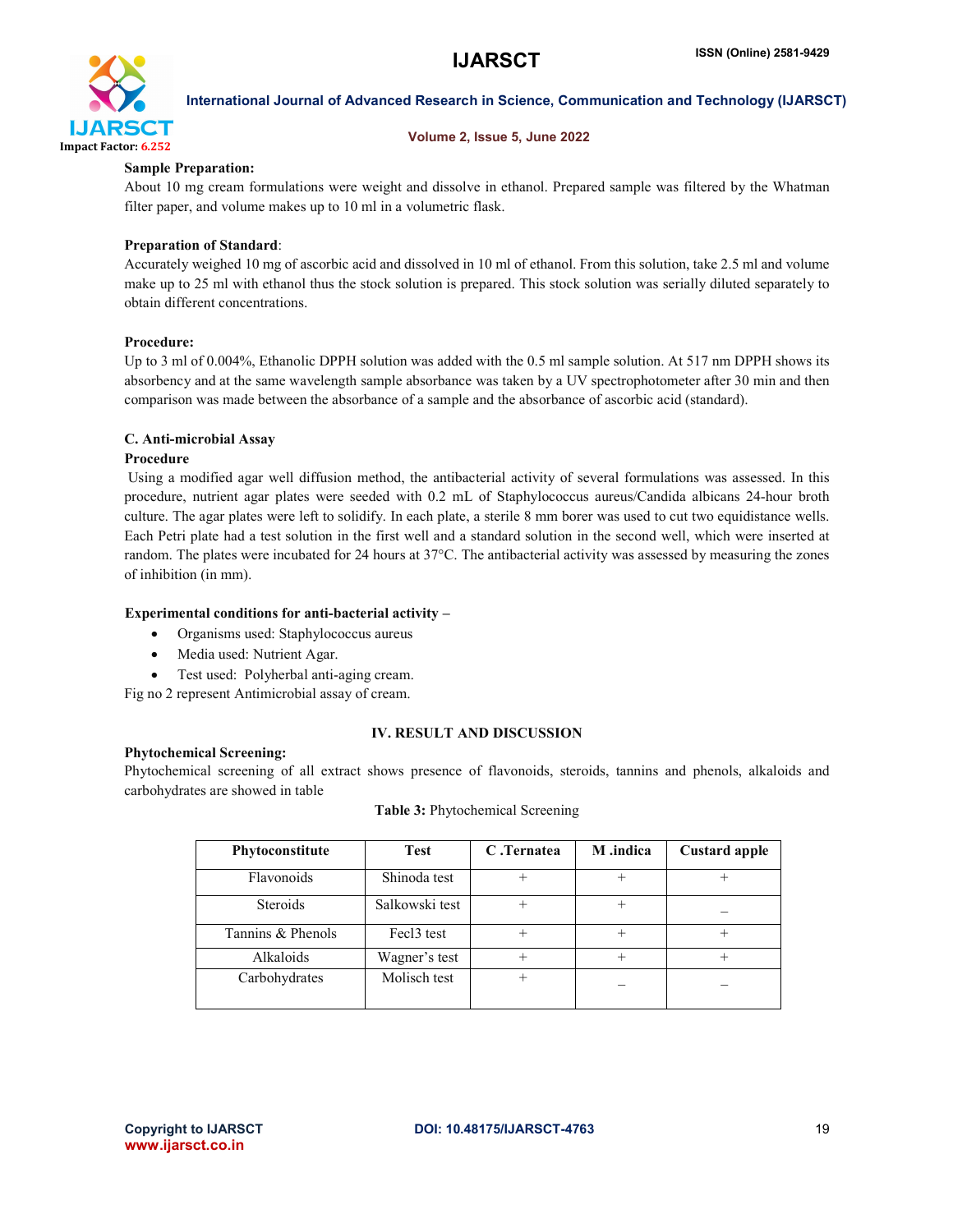**Sample Preparation:**

About 10 mg cream formulations were weight and dissolve in ethanol. Prepared sample was filtered by the Whatman filter paper, and volume makes up to 10 ml in a volumetric flask.

**Preparation of Standard**:

Accurately weighed 10 mg of ascorbic acid and dissolved in 10 ml of ethanol. From this solution, take 2.5 ml and volume make up to 25 ml with ethanol thus the stock solution is prepared. This stock solution was serially diluted separately to obtain different concentrations.

**Procedure:**

Up to 3 ml of 0.004%, Ethanolic DPPH solution was added with the 0.5 ml sample solution. At 517 nm DPPH shows its absorbency and at the same wavelength sample absorbance was taken by a UV spectrophotometer after 30 min and then comparison was made between the absorbance of a sample and the absorbance of ascorbic acid (standard).

**C. Anti-microbial Assay**

**Procedure**

Using a modified agar well diffusion method, the antibacterial activity of several formulations was assessed. In this procedure, nutrient agar plates were seeded with 0.2 mL of Staphylococcus aureus/Candida albicans 24-hour broth culture. The agar plates were left to solidify. In each plate, a sterile 8 mm borer was used to cut two equidistance wells. Each Petri plate had a test solution in the first well and a standard solution in the second well, which were inserted at random. The plates were incubated for 24 hours at 37°C. The antibacterial activity was assessed by measuring the zones of inhibition (in mm).

**Experimental conditions for anti-bacterial activity –**

- Organisms used: Staphylococcus aureus
- Media used: Nutrient Agar.
- Test used: Polyherbal anti-aging cream.

Fig no 2 represent Antimicrobial assay of cream.

## IV. RESULT AND DISCUSSION

**Phytochemical Screening:**

Phytochemical screening of all extract shows presence of flavonoids, steroids, tannins and phenols, alkaloids and carbohydrates are showed in table

**Table 3:** Phytochemical Screening

| Phytoconstitute | Test | C .Ternatea | M .indica | Custard apple |
|---|---|---|---|---|
| Flavonoids | Shinoda test | + | + | + |
| Steroids | Salkowski test | + | + | _ |
| Tannins & Phenols | Fecl3 test | + | + | + |
| Alkaloids | Wagner's test | + | + | + |
| Carbohydrates | Molisch test | + | _ | _ |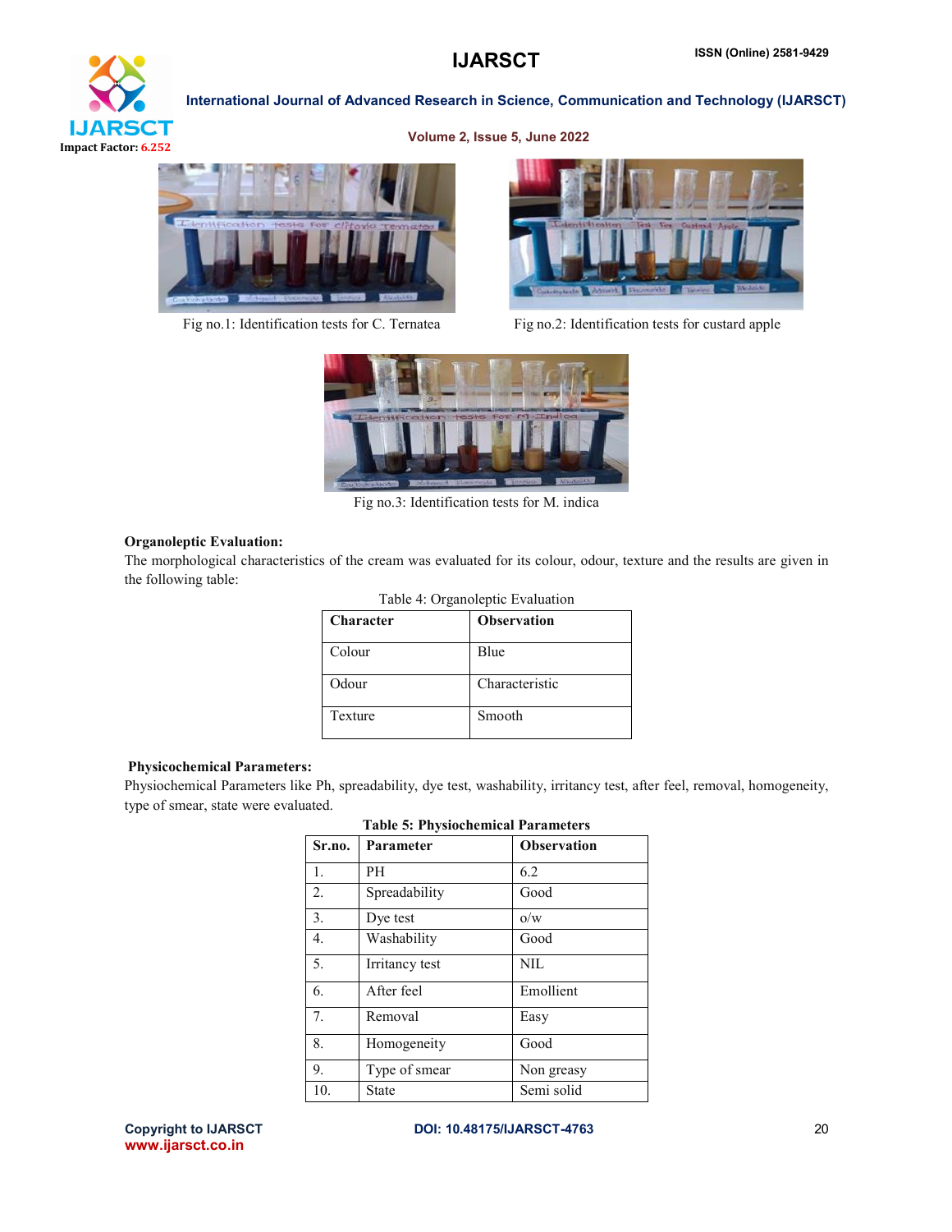Fig no.1: Identification tests for C. Ternatea

Fig no.2: Identification tests for custard apple

Fig no.3: Identification tests for M. indica

**Organoleptic Evaluation:**

The morphological characteristics of the cream was evaluated for its colour, odour, texture and the results are given in the following table:

Table 4: Organoleptic Evaluation

| Character | Observation |
|---|---|
| Colour | Blue |
| Odour | Characteristic |
| Texture | Smooth |

**Physicochemical Parameters:**

Physiochemical Parameters like Ph, spreadability, dye test, washability, irritancy test, after feel, removal, homogeneity, type of smear, state were evaluated.

**Table 5: Physiochemical Parameters**

| Sr.no. | Parameter | Observation |
|---|---|---|
| 1. | PH | 6.2 |
| 2. | Spreadability | Good |
| 3. | Dye test | o/w |
| 4. | Washability | Good |
| 5. | Irritancy test | NIL |
| 6. | After feel | Emollient |
| 7. | Removal | Easy |
| 8. | Homogeneity | Good |
| 9. | Type of smear | Non greasy |
| 10. | State | Semi solid |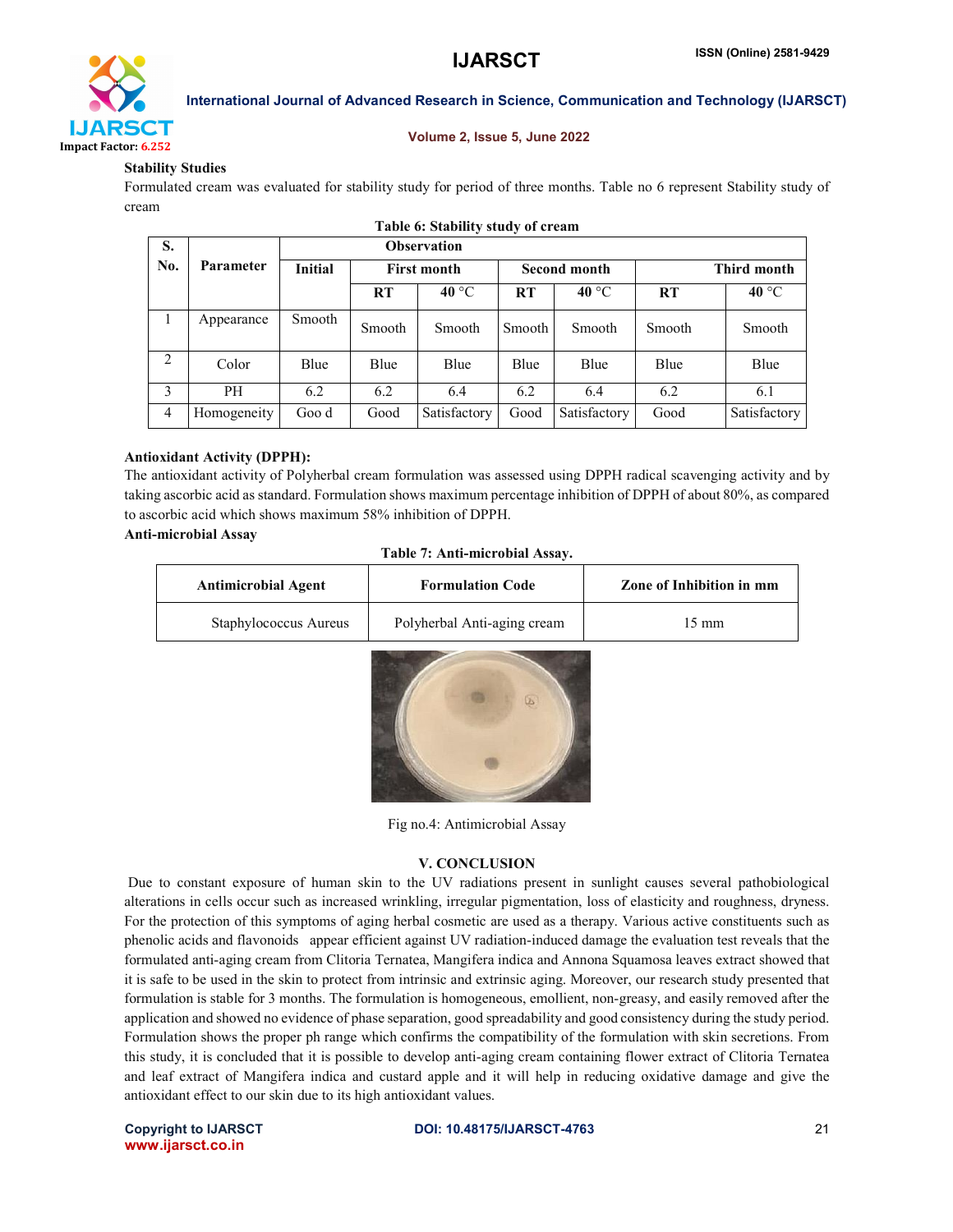**Stability Studies**

Formulated cream was evaluated for stability study for period of three months. Table no 6 represent Stability study of cream

**Table 6: Stability study of cream**

| S. No. | Parameter | Observation | | | | | | |
|---|---|---|---|---|---|---|---|---|
| | | Initial | First month | | Second month | | Third month | |
| | | | RT | 40 °C | RT | 40 °C | RT | 40 °C |
| 1 | Appearance | Smooth | Smooth | Smooth | Smooth | Smooth | Smooth | Smooth |
| 2 | Color | Blue | Blue | Blue | Blue | Blue | Blue | Blue |
| 3 | PH | 6.2 | 6.2 | 6.4 | 6.2 | 6.4 | 6.2 | 6.1 |
| 4 | Homogeneity | Goo d | Good | Satisfactory | Good | Satisfactory | Good | Satisfactory |

**Antioxidant Activity (DPPH):**

The antioxidant activity of Polyherbal cream formulation was assessed using DPPH radical scavenging activity and by taking ascorbic acid as standard. Formulation shows maximum percentage inhibition of DPPH of about 80%, as compared to ascorbic acid which shows maximum 58% inhibition of DPPH.

**Anti-microbial Assay**

**Table 7: Anti-microbial Assay.**

| Antimicrobial Agent | Formulation Code | Zone of Inhibition in mm |
|---|---|---|
| Staphylococcus Aureus | Polyherbal Anti-aging cream | 15 mm |

Fig no.4: Antimicrobial Assay

## V. CONCLUSION

Due to constant exposure of human skin to the UV radiations present in sunlight causes several pathobiological alterations in cells occur such as increased wrinkling, irregular pigmentation, loss of elasticity and roughness, dryness. For the protection of this symptoms of aging herbal cosmetic are used as a therapy. Various active constituents such as phenolic acids and flavonoids appear efficient against UV radiation-induced damage the evaluation test reveals that the formulated anti-aging cream from Clitoria Ternatea, Mangifera indica and Annona Squamosa leaves extract showed that it is safe to be used in the skin to protect from intrinsic and extrinsic aging. Moreover, our research study presented that formulation is stable for 3 months. The formulation is homogeneous, emollient, non-greasy, and easily removed after the application and showed no evidence of phase separation, good spreadability and good consistency during the study period. Formulation shows the proper ph range which confirms the compatibility of the formulation with skin secretions. From this study, it is concluded that it is possible to develop anti-aging cream containing flower extract of Clitoria Ternatea and leaf extract of Mangifera indica and custard apple and it will help in reducing oxidative damage and give the antioxidant effect to our skin due to its high antioxidant values.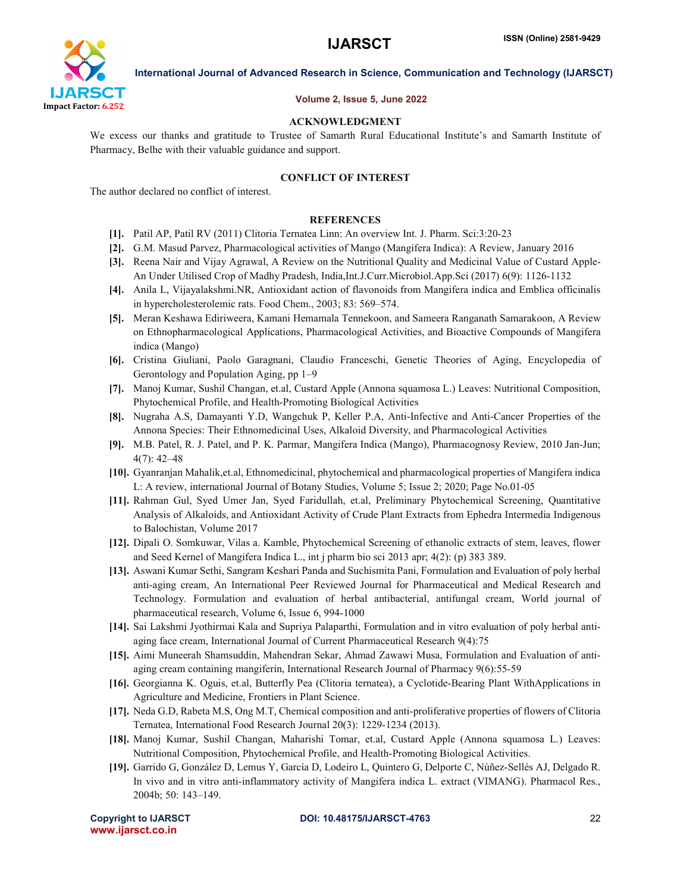## ACKNOWLEDGMENT

We excess our thanks and gratitude to Trustee of Samarth Rural Educational Institute's and Samarth Institute of Pharmacy, Belhe with their valuable guidance and support.

## CONFLICT OF INTEREST

The author declared no conflict of interest.

## REFERENCES

- **[1].** Patil AP, Patil RV (2011) Clitoria Ternatea Linn: An overview Int. J. Pharm. Sci:3:20-23
- **[2].** G.M. Masud Parvez, Pharmacological activities of Mango (Mangifera Indica): A Review, January 2016
- **[3].** Reena Nair and Vijay Agrawal, A Review on the Nutritional Quality and Medicinal Value of Custard Apple-An Under Utilised Crop of Madhy Pradesh, India,Int.J.Curr.Microbiol.App.Sci (2017) 6(9): 1126-1132
- **[4].** Anila L, Vijayalakshmi.NR, Antioxidant action of flavonoids from Mangifera indica and Emblica officinalis in hypercholesterolemic rats. Food Chem., 2003; 83: 569–574.
- **[5].** Meran Keshawa Ediriweera, Kamani Hemamala Tennekoon, and Sameera Ranganath Samarakoon, A Review on Ethnopharmacological Applications, Pharmacological Activities, and Bioactive Compounds of Mangifera indica (Mango)
- **[6].** Cristina Giuliani, Paolo Garagnani, Claudio Franceschi, Genetic Theories of Aging, Encyclopedia of Gerontology and Population Aging, pp 1–9
- **[7].** Manoj Kumar, Sushil Changan, et.al, Custard Apple (Annona squamosa L.) Leaves: Nutritional Composition, Phytochemical Profile, and Health-Promoting Biological Activities
- **[8].** Nugraha A.S, Damayanti Y.D, Wangchuk P, Keller P.A, Anti-Infective and Anti-Cancer Properties of the Annona Species: Their Ethnomedicinal Uses, Alkaloid Diversity, and Pharmacological Activities
- **[9].** M.B. Patel, R. J. Patel, and P. K. Parmar, Mangifera Indica (Mango), Pharmacognosy Review, 2010 Jan-Jun; 4(7): 42–48
- **[10].** Gyanranjan Mahalik,et.al, Ethnomedicinal, phytochemical and pharmacological properties of Mangifera indica L: A review, international Journal of Botany Studies, Volume 5; Issue 2; 2020; Page No.01-05
- **[11].** Rahman Gul, Syed Umer Jan, Syed Faridullah, et.al, Preliminary Phytochemical Screening, Quantitative Analysis of Alkaloids, and Antioxidant Activity of Crude Plant Extracts from Ephedra Intermedia Indigenous to Balochistan, Volume 2017
- **[12].** Dipali O. Somkuwar, Vilas a. Kamble, Phytochemical Screening of ethanolic extracts of stem, leaves, flower and Seed Kernel of Mangifera Indica L., int j pharm bio sci 2013 apr; 4(2): (p) 383 389.
- **[13].** Aswani Kumar Sethi, Sangram Keshari Panda and Suchismita Pani, Formulation and Evaluation of poly herbal anti-aging cream, An International Peer Reviewed Journal for Pharmaceutical and Medical Research and Technology. Formulation and evaluation of herbal antibacterial, antifungal cream, World journal of pharmaceutical research, Volume 6, Issue 6, 994-1000
- **[14].** Sai Lakshmi Jyothirmai Kala and Supriya Palaparthi, Formulation and in vitro evaluation of poly herbal anti-aging face cream, International Journal of Current Pharmaceutical Research 9(4):75
- **[15].** Aimi Muneerah Shamsuddin, Mahendran Sekar, Ahmad Zawawi Musa, Formulation and Evaluation of anti-aging cream containing mangiferin, International Research Journal of Pharmacy 9(6):55-59
- **[16].** Georgianna K. Oguis, et.al, Butterfly Pea (Clitoria ternatea), a Cyclotide-Bearing Plant WithApplications in Agriculture and Medicine, Frontiers in Plant Science.
- **[17].** Neda G.D, Rabeta M.S, Ong M.T, Chemical composition and anti-proliferative properties of flowers of Clitoria Ternatea, International Food Research Journal 20(3): 1229-1234 (2013).
- **[18].** Manoj Kumar, Sushil Changan, Maharishi Tomar, et.al, Custard Apple (Annona squamosa L.) Leaves: Nutritional Composition, Phytochemical Profile, and Health-Promoting Biological Activities.
- **[19].** Garrido G, González D, Lemus Y, García D, Lodeiro L, Quintero G, Delporte C, Núñez-Sellés AJ, Delgado R. In vivo and in vitro anti-inflammatory activity of Mangifera indica L. extract (VIMANG). Pharmacol Res., 2004b; 50: 143–149.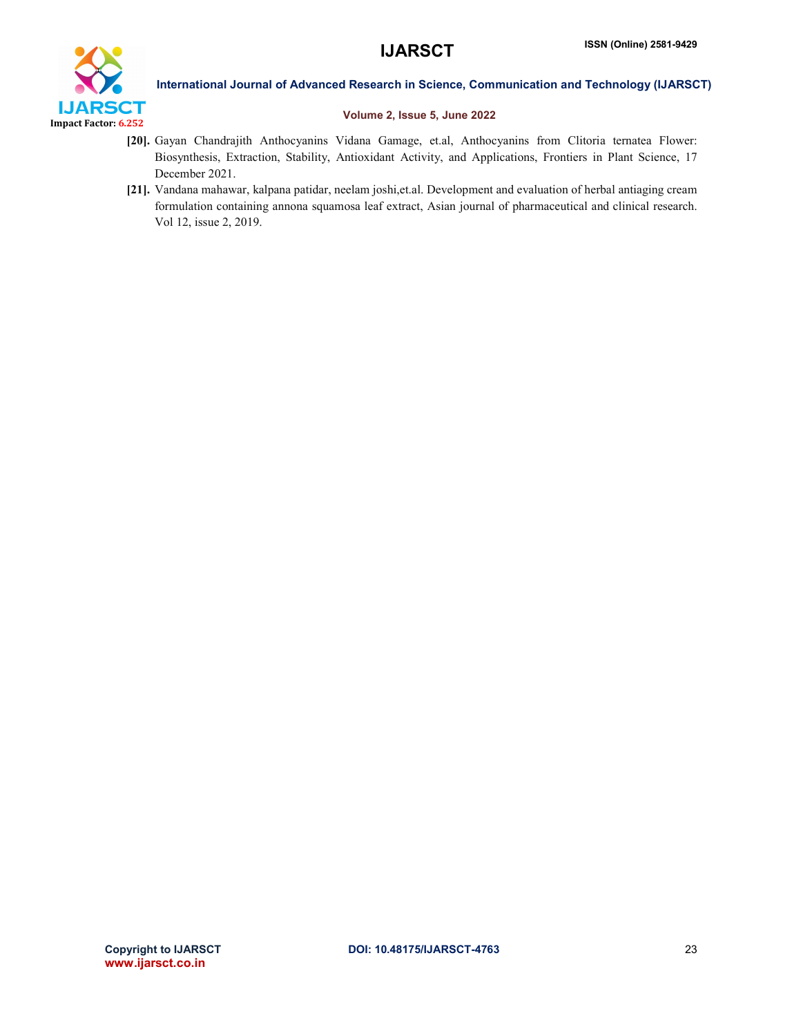[20]. Gayan Chandrajith Anthocyanins Vidana Gamage, et.al, Anthocyanins from Clitoria ternatea Flower: Biosynthesis, Extraction, Stability, Antioxidant Activity, and Applications, Frontiers in Plant Science, 17 December 2021.

[21]. Vandana mahawar, kalpana patidar, neelam joshi,et.al. Development and evaluation of herbal antiaging cream formulation containing annona squamosa leaf extract, Asian journal of pharmaceutical and clinical research. Vol 12, issue 2, 2019.